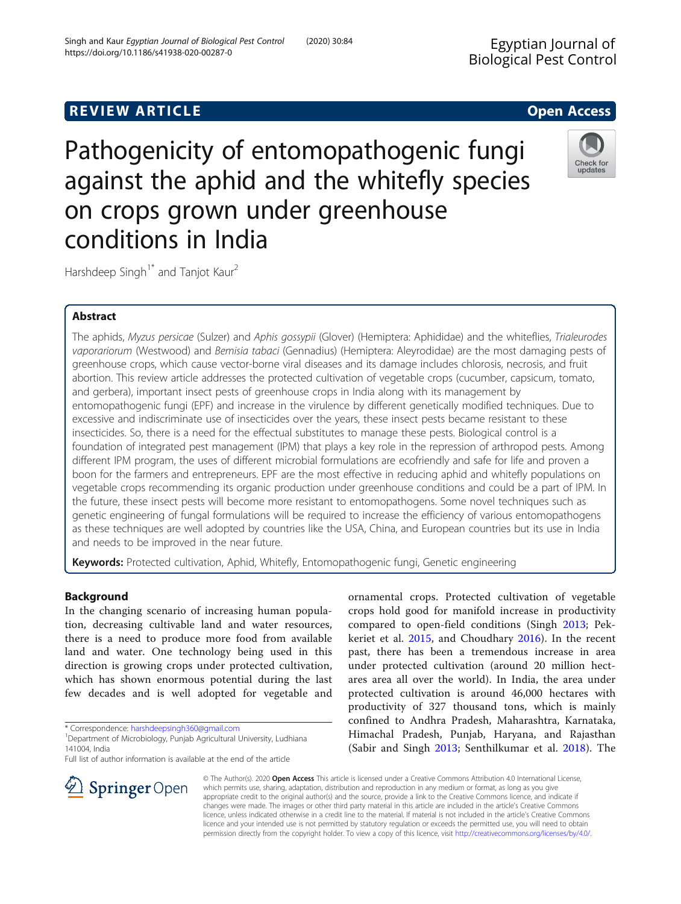REVIEW ARTICLE

Open Access

# Pathogenicity of entomopathogenic fungi against the aphid and the whitefly species on crops grown under greenhouse conditions in India

Harshdeep Singh[1*] and Tanjot Kaur[2]

## Abstract

The aphids, *Myzus persicae* (Sulzer) and *Aphis gossypii* (Glover) (Hemiptera: Aphididae) and the whiteflies, *Trialeurodes vaporariorum* (Westwood) and *Bemisia tabaci* (Gennadius) (Hemiptera: Aleyrodidae) are the most damaging pests of greenhouse crops, which cause vector-borne viral diseases and its damage includes chlorosis, necrosis, and fruit abortion. This review article addresses the protected cultivation of vegetable crops (cucumber, capsicum, tomato, and gerbera), important insect pests of greenhouse crops in India along with its management by entomopathogenic fungi (EPF) and increase in the virulence by different genetically modified techniques. Due to excessive and indiscriminate use of insecticides over the years, these insect pests became resistant to these insecticides. So, there is a need for the effectual substitutes to manage these pests. Biological control is a foundation of integrated pest management (IPM) that plays a key role in the repression of arthropod pests. Among different IPM program, the uses of different microbial formulations are ecofriendly and safe for life and proven a boon for the farmers and entrepreneurs. EPF are the most effective in reducing aphid and whitefly populations on vegetable crops recommending its organic production under greenhouse conditions and could be a part of IPM. In the future, these insect pests will become more resistant to entomopathogens. Some novel techniques such as genetic engineering of fungal formulations will be required to increase the efficiency of various entomopathogens as these techniques are well adopted by countries like the USA, China, and European countries but its use in India and needs to be improved in the near future.

**Keywords:** Protected cultivation, Aphid, Whitefly, Entomopathogenic fungi, Genetic engineering

## Background

In the changing scenario of increasing human population, decreasing cultivable land and water resources, there is a need to produce more food from available land and water. One technology being used in this direction is growing crops under protected cultivation, which has shown enormous potential during the last few decades and is well adopted for vegetable and ornamental crops. Protected cultivation of vegetable crops hold good for manifold increase in productivity compared to open-field conditions (Singh 2013; Pekkeriet et al. 2015, and Choudhary 2016). In the recent past, there has been a tremendous increase in area under protected cultivation (around 20 million hectares area all over the world). In India, the area under protected cultivation is around 46,000 hectares with productivity of 327 thousand tons, which is mainly confined to Andhra Pradesh, Maharashtra, Karnataka, Himachal Pradesh, Punjab, Haryana, and Rajasthan (Sabir and Singh 2013; Senthilkumar et al. 2018). The

\* Correspondence: harshdeepsingh360@gmail.com
[1]Department of Microbiology, Punjab Agricultural University, Ludhiana 141004, India
Full list of author information is available at the end of the article

© The Author(s). 2020 **Open Access** This article is licensed under a Creative Commons Attribution 4.0 International License, which permits use, sharing, adaptation, distribution and reproduction in any medium or format, as long as you give appropriate credit to the original author(s) and the source, provide a link to the Creative Commons licence, and indicate if changes were made. The images or other third party material in this article are included in the article's Creative Commons licence, unless indicated otherwise in a credit line to the material. If material is not included in the article's Creative Commons licence and your intended use is not permitted by statutory regulation or exceeds the permitted use, you will need to obtain permission directly from the copyright holder. To view a copy of this licence, visit http://creativecommons.org/licenses/by/4.0/.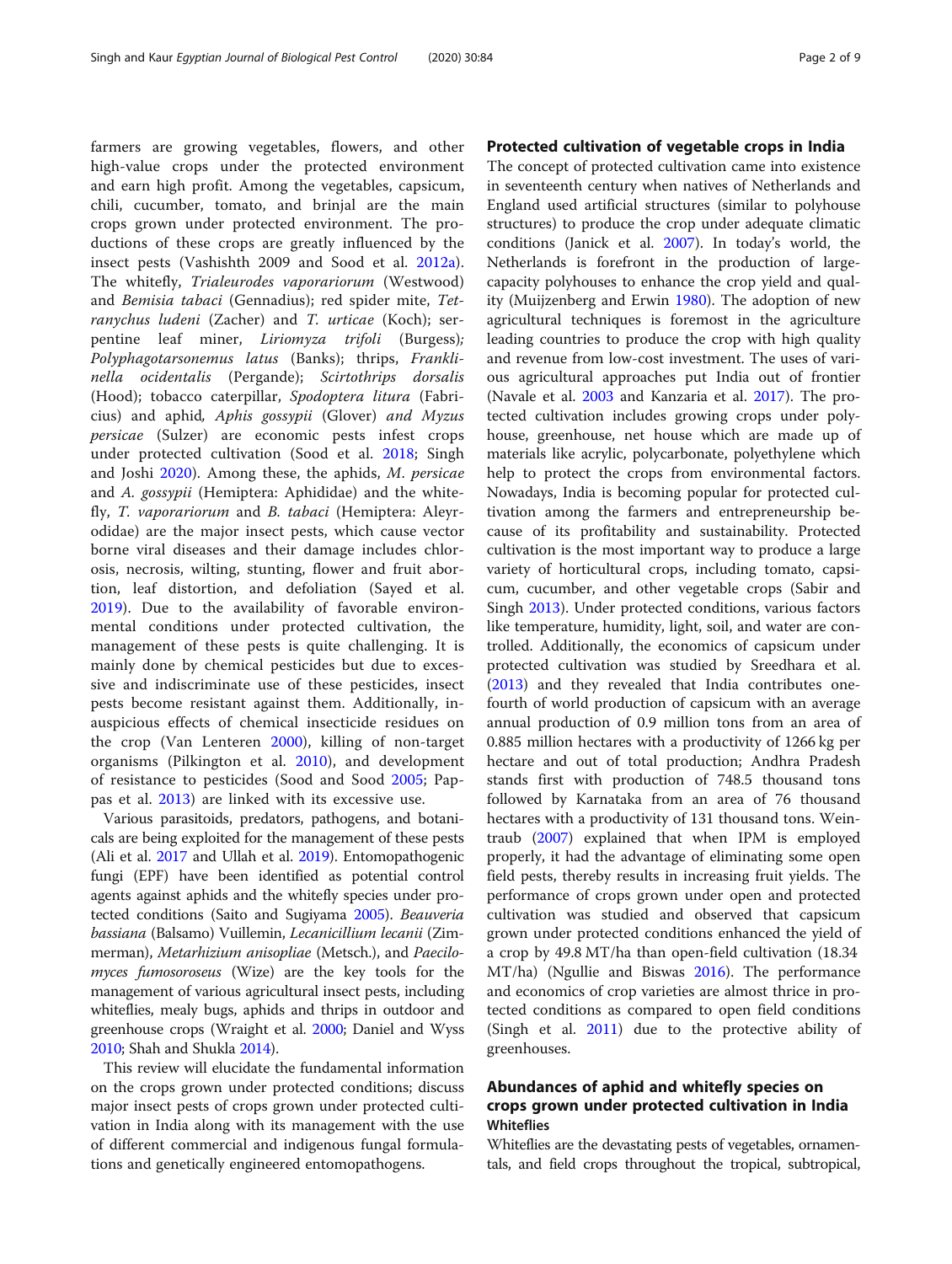farmers are growing vegetables, flowers, and other high-value crops under the protected environment and earn high profit. Among the vegetables, capsicum, chili, cucumber, tomato, and brinjal are the main crops grown under protected environment. The productions of these crops are greatly influenced by the insect pests (Vashishth 2009 and Sood et al. 2012a). The whitefly, *Trialeurodes vaporariorum* (Westwood) and *Bemisia tabaci* (Gennadius); red spider mite, *Tetranychus ludeni* (Zacher) and *T. urticae* (Koch); serpentine leaf miner, *Liriomyza trifoli* (Burgess); *Polyphagotarsonemus latus* (Banks); thrips, *Frankliniella ocidentalis* (Pergande); *Scirtothrips dorsalis* (Hood); tobacco caterpillar, *Spodoptera litura* (Fabricius) and aphid, *Aphis gossypii* (Glover) and *Myzus persicae* (Sulzer) are economic pests infest crops under protected cultivation (Sood et al. 2018; Singh and Joshi 2020). Among these, the aphids, *M. persicae* and *A. gossypii* (Hemiptera: Aphididae) and the whitefly, *T. vaporariorum* and *B. tabaci* (Hemiptera: Aleyrodidae) are the major insect pests, which cause vector borne viral diseases and their damage includes chlorosis, necrosis, wilting, stunting, flower and fruit abortion, leaf distortion, and defoliation (Sayed et al. 2019). Due to the availability of favorable environmental conditions under protected cultivation, the management of these pests is quite challenging. It is mainly done by chemical pesticides but due to excessive and indiscriminate use of these pesticides, insect pests become resistant against them. Additionally, inauspicious effects of chemical insecticide residues on the crop (Van Lenteren 2000), killing of non-target organisms (Pilkington et al. 2010), and development of resistance to pesticides (Sood and Sood 2005; Pappas et al. 2013) are linked with its excessive use.

Various parasitoids, predators, pathogens, and botanicals are being exploited for the management of these pests (Ali et al. 2017 and Ullah et al. 2019). Entomopathogenic fungi (EPF) have been identified as potential control agents against aphids and the whitefly species under protected conditions (Saito and Sugiyama 2005). *Beauveria bassiana* (Balsamo) Vuillemin, *Lecanicillium lecanii* (Zimmerman), *Metarhizium anisopliae* (Metsch.), and *Paecilomyces fumosoroseus* (Wize) are the key tools for the management of various agricultural insect pests, including whiteflies, mealy bugs, aphids and thrips in outdoor and greenhouse crops (Wraight et al. 2000; Daniel and Wyss 2010; Shah and Shukla 2014).

This review will elucidate the fundamental information on the crops grown under protected conditions; discuss major insect pests of crops grown under protected cultivation in India along with its management with the use of different commercial and indigenous fungal formulations and genetically engineered entomopathogens.

## Protected cultivation of vegetable crops in India

The concept of protected cultivation came into existence in seventeenth century when natives of Netherlands and England used artificial structures (similar to polyhouse structures) to produce the crop under adequate climatic conditions (Janick et al. 2007). In today's world, the Netherlands is forefront in the production of large-capacity polyhouses to enhance the crop yield and quality (Muijzenberg and Erwin 1980). The adoption of new agricultural techniques is foremost in the agriculture leading countries to produce the crop with high quality and revenue from low-cost investment. The uses of various agricultural approaches put India out of frontier (Navale et al. 2003 and Kanzaria et al. 2017). The protected cultivation includes growing crops under polyhouse, greenhouse, net house which are made up of materials like acrylic, polycarbonate, polyethylene which help to protect the crops from environmental factors. Nowadays, India is becoming popular for protected cultivation among the farmers and entrepreneurship because of its profitability and sustainability. Protected cultivation is the most important way to produce a large variety of horticultural crops, including tomato, capsicum, cucumber, and other vegetable crops (Sabir and Singh 2013). Under protected conditions, various factors like temperature, humidity, light, soil, and water are controlled. Additionally, the economics of capsicum under protected cultivation was studied by Sreedhara et al. (2013) and they revealed that India contributes one-fourth of world production of capsicum with an average annual production of 0.9 million tons from an area of 0.885 million hectares with a productivity of 1266 kg per hectare and out of total production; Andhra Pradesh stands first with production of 748.5 thousand tons followed by Karnataka from an area of 76 thousand hectares with a productivity of 131 thousand tons. Weintraub (2007) explained that when IPM is employed properly, it had the advantage of eliminating some open field pests, thereby results in increasing fruit yields. The performance of crops grown under open and protected cultivation was studied and observed that capsicum grown under protected conditions enhanced the yield of a crop by 49.8 MT/ha than open-field cultivation (18.34 MT/ha) (Ngullie and Biswas 2016). The performance and economics of crop varieties are almost thrice in protected conditions as compared to open field conditions (Singh et al. 2011) due to the protective ability of greenhouses.

## Abundances of aphid and whitefly species on crops grown under protected cultivation in India

### Whiteflies

Whiteflies are the devastating pests of vegetables, ornamentals, and field crops throughout the tropical, subtropical,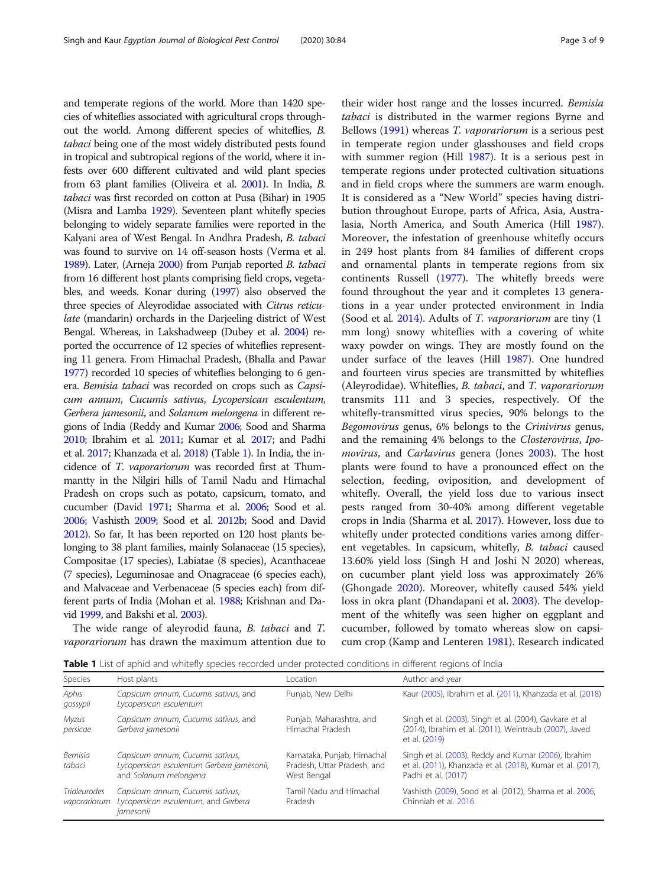and temperate regions of the world. More than 1420 species of whiteflies associated with agricultural crops throughout the world. Among different species of whiteflies, *B. tabaci* being one of the most widely distributed pests found in tropical and subtropical regions of the world, where it infests over 600 different cultivated and wild plant species from 63 plant families (Oliveira et al. 2001). In India, *B. tabaci* was first recorded on cotton at Pusa (Bihar) in 1905 (Misra and Lamba 1929). Seventeen plant whitefly species belonging to widely separate families were reported in the Kalyani area of West Bengal. In Andhra Pradesh, *B. tabaci* was found to survive on 14 off-season hosts (Verma et al. 1989). Later, (Arneja 2000) from Punjab reported *B. tabaci* from 16 different host plants comprising field crops, vegetables, and weeds. Konar during (1997) also observed the three species of Aleyrodidae associated with *Citrus reticulate* (mandarin) orchards in the Darjeeling district of West Bengal. Whereas, in Lakshadweep (Dubey et al. 2004) reported the occurrence of 12 species of whiteflies representing 11 genera. From Himachal Pradesh, (Bhalla and Pawar 1977) recorded 10 species of whiteflies belonging to 6 genera. *Bemisia tabaci* was recorded on crops such as *Capsicum annum*, *Cucumis sativus*, *Lycopersican esculentum*, *Gerbera jamesonii*, and *Solanum melongena* in different regions of India (Reddy and Kumar 2006; Sood and Sharma 2010; Ibrahim et al. 2011; Kumar et al. 2017; and Padhi et al. 2017; Khanzada et al. 2018) (Table 1). In India, the incidence of *T. vaporariorum* was recorded first at Thummantty in the Nilgiri hills of Tamil Nadu and Himachal Pradesh on crops such as potato, capsicum, tomato, and cucumber (David 1971; Sharma et al. 2006; Sood et al. 2006; Vashisth 2009; Sood et al. 2012b; Sood and David 2012). So far, It has been reported on 120 host plants belonging to 38 plant families, mainly Solanaceae (15 species), Compositae (17 species), Labiatae (8 species), Acanthaceae (7 species), Leguminosae and Onagraceae (6 species each), and Malvaceae and Verbenaceae (5 species each) from different parts of India (Mohan et al. 1988; Krishnan and David 1999, and Bakshi et al. 2003).

The wide range of aleyrodid fauna, *B. tabaci* and *T. vaporariorum* has drawn the maximum attention due to their wider host range and the losses incurred. *Bemisia tabaci* is distributed in the warmer regions Byrne and Bellows (1991) whereas *T. vaporariorum* is a serious pest in temperate region under glasshouses and field crops with summer region (Hill 1987). It is a serious pest in temperate regions under protected cultivation situations and in field crops where the summers are warm enough. It is considered as a "New World" species having distribution throughout Europe, parts of Africa, Asia, Australasia, North America, and South America (Hill 1987). Moreover, the infestation of greenhouse whitefly occurs in 249 host plants from 84 families of different crops and ornamental plants in temperate regions from six continents Russell (1977). The whitefly breeds were found throughout the year and it completes 13 generations in a year under protected environment in India (Sood et al. 2014). Adults of *T. vaporariorum* are tiny (1 mm long) snowy whiteflies with a covering of white waxy powder on wings. They are mostly found on the under surface of the leaves (Hill 1987). One hundred and fourteen virus species are transmitted by whiteflies (Aleyrodidae). Whiteflies, *B. tabaci*, and *T. vaporariorum* transmits 111 and 3 species, respectively. Of the whitefly-transmitted virus species, 90% belongs to the *Begomovirus* genus, 6% belongs to the *Crinivirus* genus, and the remaining 4% belongs to the *Closterovirus*, *Ipomovirus*, and *Carlavirus* genera (Jones 2003). The host plants were found to have a pronounced effect on the selection, feeding, oviposition, and development of whitefly. Overall, the yield loss due to various insect pests ranged from 30-40% among different vegetable crops in India (Sharma et al. 2017). However, loss due to whitefly under protected conditions varies among different vegetables. In capsicum, whitefly, *B. tabaci* caused 13.60% yield loss (Singh H and Joshi N 2020) whereas, on cucumber plant yield loss was approximately 26% (Ghongade 2020). Moreover, whitefly caused 54% yield loss in okra plant (Dhandapani et al. 2003). The development of the whitefly was seen higher on eggplant and cucumber, followed by tomato whereas slow on capsicum crop (Kamp and Lenteren 1981). Research indicated

**Table 1** List of aphid and whitefly species recorded under protected conditions in different regions of India

| Species | Host plants | Location | Author and year |
|---|---|---|---|
| *Aphis gossypii* | *Capsicum annum*, *Cucumis sativus*, and *Lycopersican esculentum* | Punjab, New Delhi | Kaur (2005), Ibrahim et al. (2011), Khanzada et al. (2018) |
| *Myzus persicae* | *Capsicum annum*, *Cucumis sativus*, and *Gerbera jamesonii* | Punjab, Maharashtra, and Himachal Pradesh | Singh et al. (2003), Singh et al. (2004), Gavkare et al (2014), Ibrahim et al. (2011), Weintraub (2007), Javed et al. (2019) |
| *Bemisia tabaci* | *Capsicum annum*, *Cucumis sativus*, *Lycopersican esculentum Gerbera jamesonii*, and *Solanum melongena* | Karnataka, Punjab, Himachal Pradesh, Uttar Pradesh, and West Bengal | Singh et al. (2003), Reddy and Kumar (2006), Ibrahim et al. (2011), Khanzada et al. (2018), Kumar et al. (2017), Padhi et al. (2017) |
| *Trialeurodes vaporariorum* | *Capsicum annum*, *Cucumis sativus*, *Lycopersican esculentum*, and *Gerbera jamesonii* | Tamil Nadu and Himachal Pradesh | Vashisth (2009), Sood et al. (2012), Sharma et al. 2006, Chinniah et al. 2016 |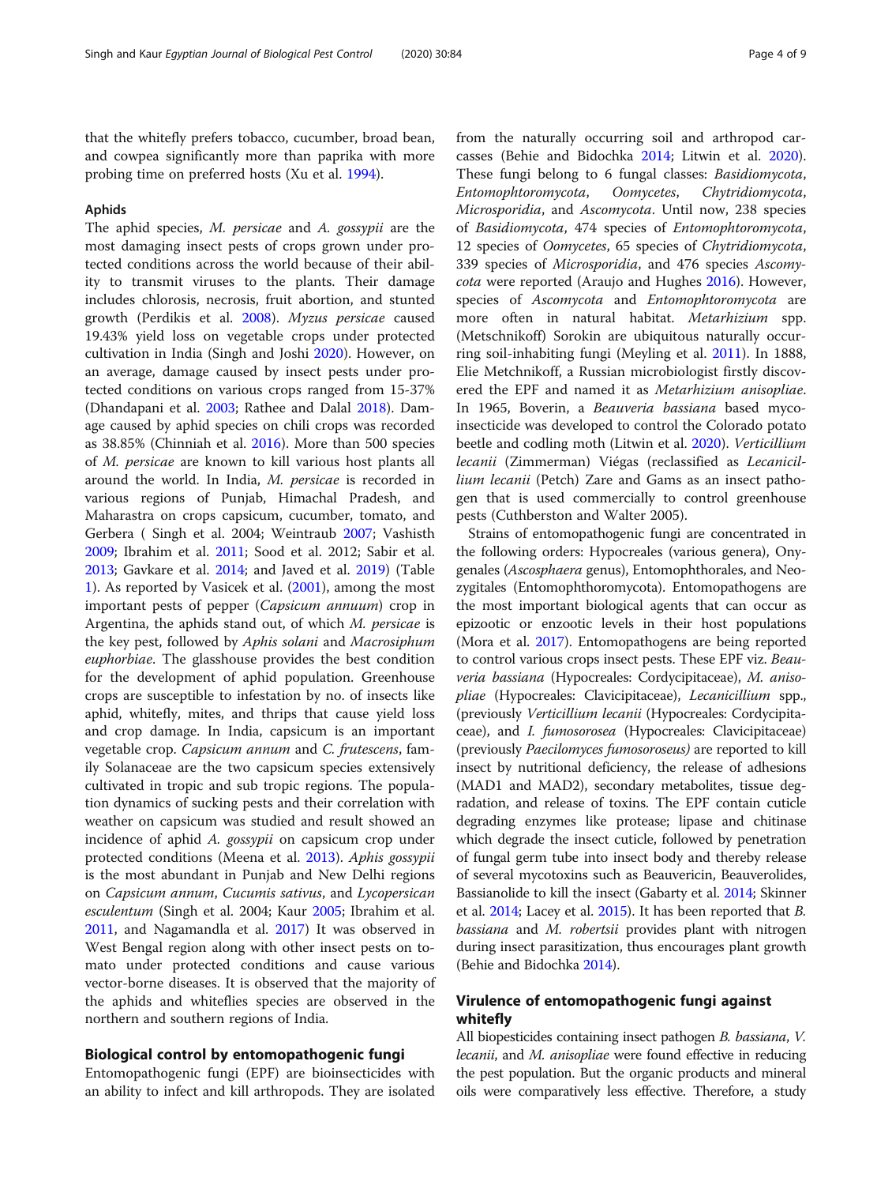that the whitefly prefers tobacco, cucumber, broad bean, and cowpea significantly more than paprika with more probing time on preferred hosts (Xu et al. 1994).

### Aphids

The aphid species, *M. persicae* and *A. gossypii* are the most damaging insect pests of crops grown under protected conditions across the world because of their ability to transmit viruses to the plants. Their damage includes chlorosis, necrosis, fruit abortion, and stunted growth (Perdikis et al. 2008). *Myzus persicae* caused 19.43% yield loss on vegetable crops under protected cultivation in India (Singh and Joshi 2020). However, on an average, damage caused by insect pests under protected conditions on various crops ranged from 15-37% (Dhandapani et al. 2003; Rathee and Dalal 2018). Damage caused by aphid species on chili crops was recorded as 38.85% (Chinniah et al. 2016). More than 500 species of *M. persicae* are known to kill various host plants all around the world. In India, *M. persicae* is recorded in various regions of Punjab, Himachal Pradesh, and Maharastra on crops capsicum, cucumber, tomato, and Gerbera ( Singh et al. 2004; Weintraub 2007; Vashisth 2009; Ibrahim et al. 2011; Sood et al. 2012; Sabir et al. 2013; Gavkare et al. 2014; and Javed et al. 2019) (Table 1). As reported by Vasicek et al. (2001), among the most important pests of pepper (*Capsicum annuum*) crop in Argentina, the aphids stand out, of which *M. persicae* is the key pest, followed by *Aphis solani* and *Macrosiphum euphorbiae*. The glasshouse provides the best condition for the development of aphid population. Greenhouse crops are susceptible to infestation by no. of insects like aphid, whitefly, mites, and thrips that cause yield loss and crop damage. In India, capsicum is an important vegetable crop. *Capsicum annum* and *C. frutescens*, family Solanaceae are the two capsicum species extensively cultivated in tropic and sub tropic regions. The population dynamics of sucking pests and their correlation with weather on capsicum was studied and result showed an incidence of aphid *A. gossypii* on capsicum crop under protected conditions (Meena et al. 2013). *Aphis gossypii* is the most abundant in Punjab and New Delhi regions on *Capsicum annum*, *Cucumis sativus*, and *Lycopersican esculentum* (Singh et al. 2004; Kaur 2005; Ibrahim et al. 2011, and Nagamandla et al. 2017) It was observed in West Bengal region along with other insect pests on tomato under protected conditions and cause various vector-borne diseases. It is observed that the majority of the aphids and whiteflies species are observed in the northern and southern regions of India.

## Biological control by entomopathogenic fungi

Entomopathogenic fungi (EPF) are bioinsecticides with an ability to infect and kill arthropods. They are isolated from the naturally occurring soil and arthropod carcasses (Behie and Bidochka 2014; Litwin et al. 2020). These fungi belong to 6 fungal classes: *Basidiomycota*, *Entomophtoromycota*, *Oomycetes*, *Chytridiomycota*, *Microsporidia*, and *Ascomycota*. Until now, 238 species of *Basidiomycota*, 474 species of *Entomophtoromycota*, 12 species of *Oomycetes*, 65 species of *Chytridiomycota*, 339 species of *Microsporidia*, and 476 species *Ascomycota* were reported (Araujo and Hughes 2016). However, species of *Ascomycota* and *Entomophtoromycota* are more often in natural habitat. *Metarhizium* spp. (Metschnikoff) Sorokin are ubiquitous naturally occurring soil-inhabiting fungi (Meyling et al. 2011). In 1888, Elie Metchnikoff, a Russian microbiologist firstly discovered the EPF and named it as *Metarhizium anisopliae*. In 1965, Boverin, a *Beauveria bassiana* based mycoinsecticide was developed to control the Colorado potato beetle and codling moth (Litwin et al. 2020). *Verticillium lecanii* (Zimmerman) Viégas (reclassified as *Lecanicillium lecanii* (Petch) Zare and Gams as an insect pathogen that is used commercially to control greenhouse pests (Cuthberston and Walter 2005).

Strains of entomopathogenic fungi are concentrated in the following orders: Hypocreales (various genera), Onygenales (*Ascosphaera* genus), Entomophthorales, and Neozygitales (Entomophthoromycota). Entomopathogens are the most important biological agents that can occur as epizootic or enzootic levels in their host populations (Mora et al. 2017). Entomopathogens are being reported to control various crops insect pests. These EPF viz. *Beauveria bassiana* (Hypocreales: Cordycipitaceae), *M. anisopliae* (Hypocreales: Clavicipitaceae), *Lecanicillium* spp., (previously *Verticillium lecanii* (Hypocreales: Cordycipitaceae), and *I. fumosorosea* (Hypocreales: Clavicipitaceae) (previously *Paecilomyces fumosoroseus)* are reported to kill insect by nutritional deficiency, the release of adhesions (MAD1 and MAD2), secondary metabolites, tissue degradation, and release of toxins. The EPF contain cuticle degrading enzymes like protease; lipase and chitinase which degrade the insect cuticle, followed by penetration of fungal germ tube into insect body and thereby release of several mycotoxins such as Beauvericin, Beauverolides, Bassianolide to kill the insect (Gabarty et al. 2014; Skinner et al. 2014; Lacey et al. 2015). It has been reported that *B. bassiana* and *M. robertsii* provides plant with nitrogen during insect parasitization, thus encourages plant growth (Behie and Bidochka 2014).

## Virulence of entomopathogenic fungi against whitefly

All biopesticides containing insect pathogen *B. bassiana*, *V. lecanii*, and *M. anisopliae* were found effective in reducing the pest population. But the organic products and mineral oils were comparatively less effective. Therefore, a study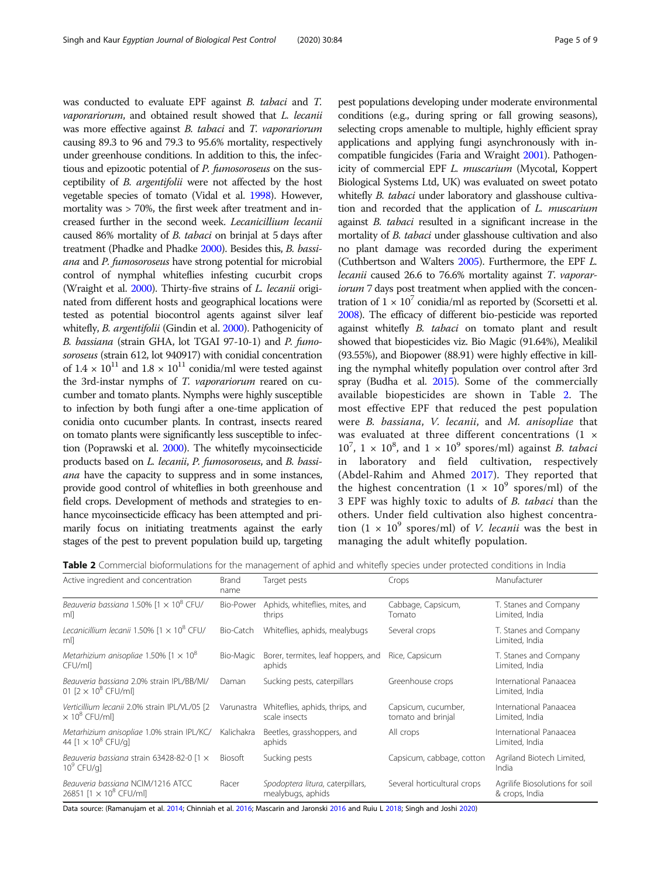was conducted to evaluate EPF against *B. tabaci* and *T. vaporariorum*, and obtained result showed that *L. lecanii* was more effective against *B. tabaci* and *T. vaporariorum* causing 89.3 to 96 and 79.3 to 95.6% mortality, respectively under greenhouse conditions. In addition to this, the infectious and epizootic potential of *P. fumosoroseus* on the susceptibility of *B. argentifolii* were not affected by the host vegetable species of tomato (Vidal et al. 1998). However, mortality was > 70%, the first week after treatment and increased further in the second week. *Lecanicillium lecanii* caused 86% mortality of *B. tabaci* on brinjal at 5 days after treatment (Phadke and Phadke 2000). Besides this, *B. bassiana* and *P. fumosoroseus* have strong potential for microbial control of nymphal whiteflies infesting cucurbit crops (Wraight et al. 2000). Thirty-five strains of *L. lecanii* originated from different hosts and geographical locations were tested as potential biocontrol agents against silver leaf whitefly, *B. argentifolii* (Gindin et al. 2000). Pathogenicity of *B. bassiana* (strain GHA, lot TGAI 97-10-1) and *P. fumosoroseus* (strain 612, lot 940917) with conidial concentration of $1.4 \times 10^{11}$ and $1.8 \times 10^{11}$ conidia/ml were tested against the 3rd-instar nymphs of *T. vaporariorum* reared on cucumber and tomato plants. Nymphs were highly susceptible to infection by both fungi after a one-time application of conidia onto cucumber plants. In contrast, insects reared on tomato plants were significantly less susceptible to infection (Poprawski et al. 2000). The whitefly mycoinsecticide products based on *L. lecanii*, *P. fumosoroseus*, and *B. bassiana* have the capacity to suppress and in some instances, provide good control of whiteflies in both greenhouse and field crops. Development of methods and strategies to enhance mycoinsecticide efficacy has been attempted and primarily focus on initiating treatments against the early stages of the pest to prevent population build up, targeting pest populations developing under moderate environmental conditions (e.g., during spring or fall growing seasons), selecting crops amenable to multiple, highly efficient spray applications and applying fungi asynchronously with incompatible fungicides (Faria and Wraight 2001). Pathogenicity of commercial EPF *L. muscarium* (Mycotal, Koppert Biological Systems Ltd, UK) was evaluated on sweet potato whitefly *B. tabaci* under laboratory and glasshouse cultivation and recorded that the application of *L. muscarium* against *B. tabaci* resulted in a significant increase in the mortality of *B. tabaci* under glasshouse cultivation and also no plant damage was recorded during the experiment (Cuthbertson and Walters 2005). Furthermore, the EPF *L. lecanii* caused 26.6 to 76.6% mortality against *T. vaporariorum* 7 days post treatment when applied with the concentration of $1 \times 10^7$ conidia/ml as reported by (Scorsetti et al. 2008). The efficacy of different bio-pesticide was reported against whitefly *B. tabaci* on tomato plant and result showed that biopesticides viz. Bio Magic (91.64%), Mealikil (93.55%), and Biopower (88.91) were highly effective in killing the nymphal whitefly population over control after 3rd spray (Budha et al. 2015). Some of the commercially available biopesticides are shown in Table 2. The most effective EPF that reduced the pest population were *B. bassiana*, *V. lecanii*, and *M. anisopliae* that was evaluated at three different concentrations ($1 \times 10^7$, $1 \times 10^8$, and $1 \times 10^9$ spores/ml) against *B. tabaci* in laboratory and field cultivation, respectively (Abdel-Rahim and Ahmed 2017). They reported that the highest concentration ($1 \times 10^9$ spores/ml) of the 3 EPF was highly toxic to adults of *B. tabaci* than the others. Under field cultivation also highest concentration ($1 \times 10^9$ spores/ml) of *V. lecanii* was the best in managing the adult whitefly population.

**Table 2** Commercial bioformulations for the management of aphid and whitefly species under protected conditions in India

| Active ingredient and concentration | Brand name | Target pests | Crops | Manufacturer |
|---|---|---|---|---|
| *Beauveria bassiana* 1.50% [$1 \times 10^8$ CFU/ml] | Bio-Power | Aphids, whiteflies, mites, and thrips | Cabbage, Capsicum, Tomato | T. Stanes and Company Limited, India |
| *Lecanicillium lecanii* 1.50% [$1 \times 10^8$ CFU/ml] | Bio-Catch | Whiteflies, aphids, mealybugs | Several crops | T. Stanes and Company Limited, India |
| *Metarhizium anisopliae* 1.50% [$1 \times 10^8$ CFU/ml] | Bio-Magic | Borer, termites, leaf hoppers, and aphids | Rice, Capsicum | T. Stanes and Company Limited, India |
| *Beauveria bassiana* 2.0% strain IPL/BB/MI/01 [$2 \times 10^8$ CFU/ml] | Daman | Sucking pests, caterpillars | Greenhouse crops | International Panaacea Limited, India |
| *Verticillium lecanii* 2.0% strain IPL/VL/05 [$2 \times 10^8$ CFU/ml] | Varunastra | Whiteflies, aphids, thrips, and scale insects | Capsicum, cucumber, tomato and brinjal | International Panaacea Limited, India |
| *Metarhizium anisopliae* 1.0% strain IPL/KC/44 [$1 \times 10^8$ CFU/g] | Kalichakra | Beetles, grasshoppers, and aphids | All crops | International Panaacea Limited, India |
| *Beauveria bassiana* strain 63428-82-0 [$1 \times 10^9$ CFU/g] | Biosoft | Sucking pests | Capsicum, cabbage, cotton | Agriland Biotech Limited, India |
| *Beauveria bassiana* NCIM/1216 ATCC 26851 [$1 \times 10^8$ CFU/ml] | Racer | *Spodoptera litura*, caterpillars, mealybugs, aphids | Several horticultural crops | Agrilife Biosolutions for soil & crops, India |

Data source: (Ramanujam et al. 2014; Chinniah et al. 2016; Mascarin and Jaronski 2016 and Ruiu L 2018; Singh and Joshi 2020)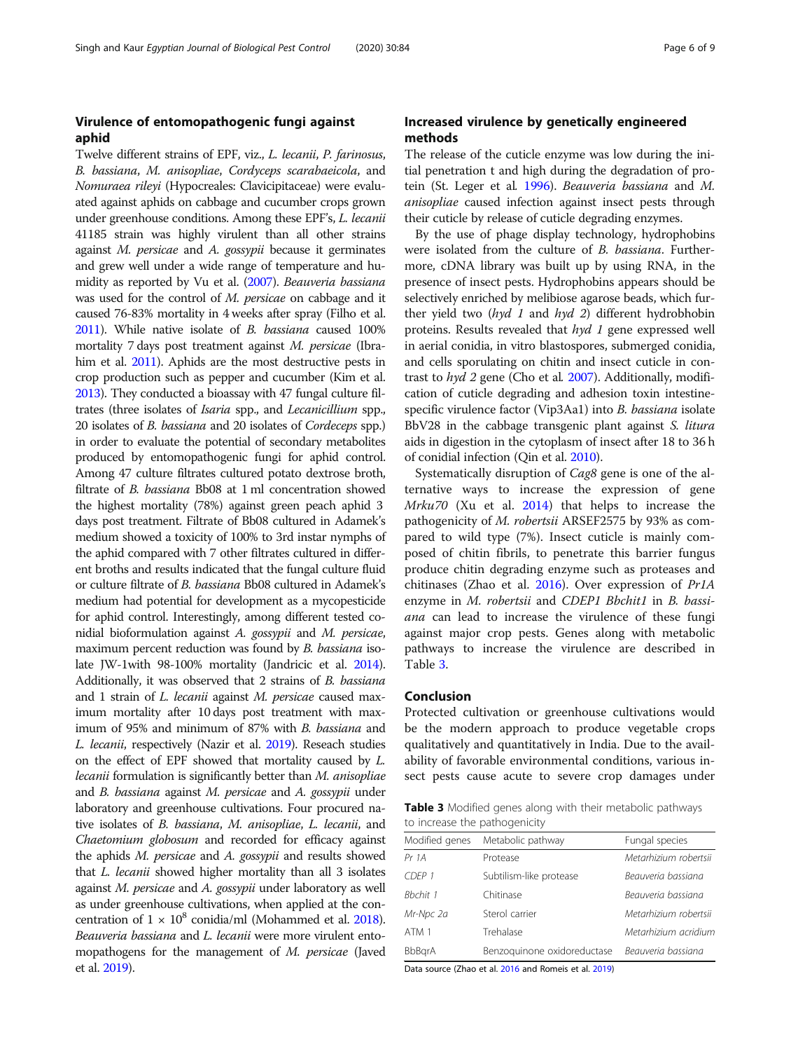## Virulence of entomopathogenic fungi against aphid

Twelve different strains of EPF, viz., *L. lecanii*, *P. farinosus*, *B. bassiana*, *M. anisopliae*, *Cordyceps scarabaeicola*, and *Nomuraea rileyi* (Hypocreales: Clavicipitaceae) were evaluated against aphids on cabbage and cucumber crops grown under greenhouse conditions. Among these EPF's, *L. lecanii* 41185 strain was highly virulent than all other strains against *M. persicae* and *A. gossypii* because it germinates and grew well under a wide range of temperature and humidity as reported by Vu et al. (2007). *Beauveria bassiana* was used for the control of *M. persicae* on cabbage and it caused 76-83% mortality in 4 weeks after spray (Filho et al. 2011). While native isolate of *B. bassiana* caused 100% mortality 7 days post treatment against *M. persicae* (Ibrahim et al. 2011). Aphids are the most destructive pests in crop production such as pepper and cucumber (Kim et al. 2013). They conducted a bioassay with 47 fungal culture filtrates (three isolates of *Isaria* spp., and *Lecanicillium* spp., 20 isolates of *B. bassiana* and 20 isolates of *Cordeceps* spp.) in order to evaluate the potential of secondary metabolites produced by entomopathogenic fungi for aphid control. Among 47 culture filtrates cultured potato dextrose broth, filtrate of *B. bassiana* Bb08 at 1 ml concentration showed the highest mortality (78%) against green peach aphid 3 days post treatment. Filtrate of Bb08 cultured in Adamek's medium showed a toxicity of 100% to 3rd instar nymphs of the aphid compared with 7 other filtrates cultured in different broths and results indicated that the fungal culture fluid or culture filtrate of *B. bassiana* Bb08 cultured in Adamek's medium had potential for development as a mycopesticide for aphid control. Interestingly, among different tested conidial bioformulation against *A. gossypii* and *M. persicae*, maximum percent reduction was found by *B. bassiana* isolate JW-1with 98-100% mortality (Jandricic et al. 2014). Additionally, it was observed that 2 strains of *B. bassiana* and 1 strain of *L. lecanii* against *M. persicae* caused maximum mortality after 10 days post treatment with maximum of 95% and minimum of 87% with *B. bassiana* and *L. lecanii*, respectively (Nazir et al. 2019). Reseach studies on the effect of EPF showed that mortality caused by *L. lecanii* formulation is significantly better than *M. anisopliae* and *B. bassiana* against *M. persicae* and *A. gossypii* under laboratory and greenhouse cultivations. Four procured native isolates of *B. bassiana*, *M. anisopliae*, *L. lecanii*, and *Chaetomium globosum* and recorded for efficacy against the aphids *M. persicae* and *A. gossypii* and results showed that *L. lecanii* showed higher mortality than all 3 isolates against *M. persicae* and *A. gossypii* under laboratory as well as under greenhouse cultivations, when applied at the concentration of $1 \times 10^8$ conidia/ml (Mohammed et al. 2018). *Beauveria bassiana* and *L. lecanii* were more virulent entomopathogens for the management of *M. persicae* (Javed et al. 2019).

## Increased virulence by genetically engineered methods

The release of the cuticle enzyme was low during the initial penetration t and high during the degradation of protein (St. Leger et al. 1996). *Beauveria bassiana* and *M. anisopliae* caused infection against insect pests through their cuticle by release of cuticle degrading enzymes.

By the use of phage display technology, hydrophobins were isolated from the culture of *B. bassiana*. Furthermore, cDNA library was built up by using RNA, in the presence of insect pests. Hydrophobins appears should be selectively enriched by melibiose agarose beads, which further yield two (*hyd 1* and *hyd 2*) different hydrobhobin proteins. Results revealed that *hyd 1* gene expressed well in aerial conidia, in vitro blastospores, submerged conidia, and cells sporulating on chitin and insect cuticle in contrast to *hyd 2* gene (Cho et al. 2007). Additionally, modification of cuticle degrading and adhesion toxin intestine-specific virulence factor (Vip3Aa1) into *B. bassiana* isolate BbV28 in the cabbage transgenic plant against *S. litura* aids in digestion in the cytoplasm of insect after 18 to 36 h of conidial infection (Qin et al. 2010).

Systematically disruption of *Cag8* gene is one of the alternative ways to increase the expression of gene *Mrku70* (Xu et al. 2014) that helps to increase the pathogenicity of *M. robertsii* ARSEF2575 by 93% as compared to wild type (7%). Insect cuticle is mainly composed of chitin fibrils, to penetrate this barrier fungus produce chitin degrading enzyme such as proteases and chitinases (Zhao et al. 2016). Over expression of *Pr1A* enzyme in *M. robertsii* and *CDEP1 Bbchit1* in *B. bassiana* can lead to increase the virulence of these fungi against major crop pests. Genes along with metabolic pathways to increase the virulence are described in Table 3.

**Table 3** Modified genes along with their metabolic pathways to increase the pathogenicity

| Modified genes | Metabolic pathway | Fungal species |
|---|---|---|
| *Pr 1A* | Protease | *Metarhizium robertsii* |
| *CDEP 1* | Subtilism-like protease | *Beauveria bassiana* |
| *Bbchit 1* | Chitinase | *Beauveria bassiana* |
| *Mr-Npc 2a* | Sterol carrier | *Metarhizium robertsii* |
| ATM 1 | Trehalase | *Metarhizium acridium* |
| BbBqrA | Benzoquinone oxidoreductase | *Beauveria bassiana* |

Data source (Zhao et al. 2016 and Romeis et al. 2019)

## Conclusion

Protected cultivation or greenhouse cultivations would be the modern approach to produce vegetable crops qualitatively and quantitatively in India. Due to the availability of favorable environmental conditions, various insect pests cause acute to severe crop damages under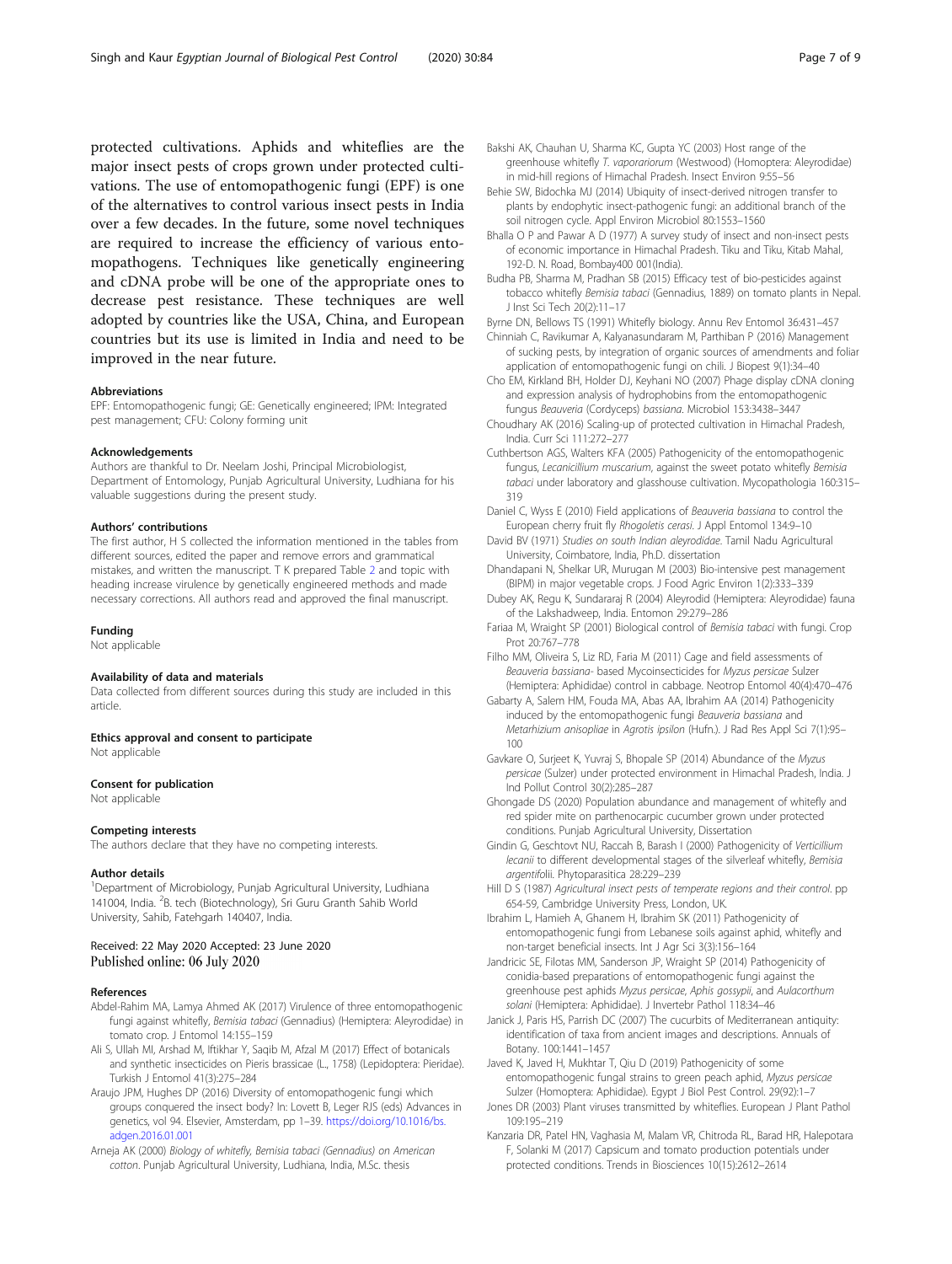protected cultivations. Aphids and whiteflies are the major insect pests of crops grown under protected cultivations. The use of entomopathogenic fungi (EPF) is one of the alternatives to control various insect pests in India over a few decades. In the future, some novel techniques are required to increase the efficiency of various entomopathogens. Techniques like genetically engineering and cDNA probe will be one of the appropriate ones to decrease pest resistance. These techniques are well adopted by countries like the USA, China, and European countries but its use is limited in India and need to be improved in the near future.

### Abbreviations

EPF: Entomopathogenic fungi; GE: Genetically engineered; IPM: Integrated pest management; CFU: Colony forming unit

### Acknowledgements

Authors are thankful to Dr. Neelam Joshi, Principal Microbiologist, Department of Entomology, Punjab Agricultural University, Ludhiana for his valuable suggestions during the present study.

### Authors' contributions

The first author, H S collected the information mentioned in the tables from different sources, edited the paper and remove errors and grammatical mistakes, and written the manuscript. T K prepared Table 2 and topic with heading increase virulence by genetically engineered methods and made necessary corrections. All authors read and approved the final manuscript.

### Funding

Not applicable

### Availability of data and materials

Data collected from different sources during this study are included in this article.

### Ethics approval and consent to participate

Not applicable

### Consent for publication

Not applicable

### Competing interests

The authors declare that they have no competing interests.

### Author details

[1]Department of Microbiology, Punjab Agricultural University, Ludhiana 141004, India. [2]B. tech (Biotechnology), Sri Guru Granth Sahib World University, Sahib, Fatehgarh 140407, India.

Received: 22 May 2020 Accepted: 23 June 2020
Published online: 06 July 2020

### References

Abdel-Rahim MA, Lamya Ahmed AK (2017) Virulence of three entomopathogenic fungi against whitefly, *Bemisia tabaci* (Gennadius) (Hemiptera: Aleyrodidae) in tomato crop. J Entomol 14:155–159

Ali S, Ullah MI, Arshad M, Iftikhar Y, Saqib M, Afzal M (2017) Effect of botanicals and synthetic insecticides on Pieris brassicae (L., 1758) (Lepidoptera: Pieridae). Turkish J Entomol 41(3):275–284

Araujo JPM, Hughes DP (2016) Diversity of entomopathogenic fungi which groups conquered the insect body? In: Lovett B, Leger RJS (eds) Advances in genetics, vol 94. Elsevier, Amsterdam, pp 1–39. https://doi.org/10.1016/bs.adgen.2016.01.001

Arneja AK (2000) *Biology of whitefly, Bemisia tabaci (Gennadius) on American cotton*. Punjab Agricultural University, Ludhiana, India, M.Sc. thesis

Bakshi AK, Chauhan U, Sharma KC, Gupta YC (2003) Host range of the greenhouse whitefly *T. vaporariorum* (Westwood) (Homoptera: Aleyrodidae) in mid-hill regions of Himachal Pradesh. Insect Environ 9:55–56

Behie SW, Bidochka MJ (2014) Ubiquity of insect-derived nitrogen transfer to plants by endophytic insect-pathogenic fungi: an additional branch of the soil nitrogen cycle. Appl Environ Microbiol 80:1553–1560

Bhalla O P and Pawar A D (1977) A survey study of insect and non-insect pests of economic importance in Himachal Pradesh. Tiku and Tiku, Kitab Mahal, 192-D. N. Road, Bombay400 001(India).

Budha PB, Sharma M, Pradhan SB (2015) Efficacy test of bio-pesticides against tobacco whitefly *Bemisia tabaci* (Gennadius, 1889) on tomato plants in Nepal. J Inst Sci Tech 20(2):11–17

Byrne DN, Bellows TS (1991) Whitefly biology. Annu Rev Entomol 36:431–457

Chinniah C, Ravikumar A, Kalyanasundaram M, Parthiban P (2016) Management of sucking pests, by integration of organic sources of amendments and foliar application of entomopathogenic fungi on chili. J Biopest 9(1):34–40

Cho EM, Kirkland BH, Holder DJ, Keyhani NO (2007) Phage display cDNA cloning and expression analysis of hydrophobins from the entomopathogenic fungus *Beauveria* (Cordyceps) *bassiana*. Microbiol 153:3438–3447

Choudhary AK (2016) Scaling-up of protected cultivation in Himachal Pradesh, India. Curr Sci 111:272–277

Cuthbertson AGS, Walters KFA (2005) Pathogenicity of the entomopathogenic fungus, *Lecanicillium muscarium*, against the sweet potato whitefly *Bemisia tabaci* under laboratory and glasshouse cultivation. Mycopathologia 160:315–319

Daniel C, Wyss E (2010) Field applications of *Beauveria bassiana* to control the European cherry fruit fly *Rhogoletis cerasi*. J Appl Entomol 134:9–10

David BV (1971) *Studies on south Indian aleyrodidae*. Tamil Nadu Agricultural University, Coimbatore, India, Ph.D. dissertation

Dhandapani N, Shelkar UR, Murugan M (2003) Bio-intensive pest management (BIPM) in major vegetable crops. J Food Agric Environ 1(2):333–339

Dubey AK, Regu K, Sundararaj R (2004) Aleyrodid (Hemiptera: Aleyrodidae) fauna of the Lakshadweep, India. Entomon 29:279–286

Fariaa M, Wraight SP (2001) Biological control of *Bemisia tabaci* with fungi. Crop Prot 20:767–778

Filho MM, Oliveira S, Liz RD, Faria M (2011) Cage and field assessments of *Beauveria bassiana*- based Mycoinsecticides for *Myzus persicae* Sulzer (Hemiptera: Aphididae) control in cabbage. Neotrop Entomol 40(4):470–476

Gabarty A, Salem HM, Fouda MA, Abas AA, Ibrahim AA (2014) Pathogenicity induced by the entomopathogenic fungi *Beauveria bassiana* and *Metarhizium anisopliae* in *Agrotis ipsilon* (Hufn.). J Rad Res Appl Sci 7(1):95–100

Gavkare O, Surjeet K, Yuvraj S, Bhopale SP (2014) Abundance of the *Myzus persicae* (Sulzer) under protected environment in Himachal Pradesh, India. J Ind Pollut Control 30(2):285–287

Ghongade DS (2020) Population abundance and management of whitefly and red spider mite on parthenocarpic cucumber grown under protected conditions. Punjab Agricultural University, Dissertation

Gindin G, Geschtovt NU, Raccah B, Barash I (2000) Pathogenicity of *Verticillium lecanii* to different developmental stages of the silverleaf whitefly, *Bemisia argentifolii*. Phytoparasitica 28:229–239

Hill D S (1987) *Agricultural insect pests of temperate regions and their control*. pp 654-59, Cambridge University Press, London, UK.

Ibrahim L, Hamieh A, Ghanem H, Ibrahim SK (2011) Pathogenicity of entomopathogenic fungi from Lebanese soils against aphid, whitefly and non-target beneficial insects. Int J Agr Sci 3(3):156–164

Jandricic SE, Filotas MM, Sanderson JP, Wraight SP (2014) Pathogenicity of conidia-based preparations of entomopathogenic fungi against the greenhouse pest aphids *Myzus persicae, Aphis gossypii*, and *Aulacorthum solani* (Hemiptera: Aphididae). J Invertebr Pathol 118:34–46

Janick J, Paris HS, Parrish DC (2007) The cucurbits of Mediterranean antiquity: identification of taxa from ancient images and descriptions. Annuals of Botany. 100:1441–1457

Javed K, Javed H, Mukhtar T, Qiu D (2019) Pathogenicity of some entomopathogenic fungal strains to green peach aphid, *Myzus persicae* Sulzer (Homoptera: Aphididae). Egypt J Biol Pest Control. 29(92):1–7

Jones DR (2003) Plant viruses transmitted by whiteflies. European J Plant Pathol 109:195–219

Kanzaria DR, Patel HN, Vaghasia M, Malam VR, Chitroda RL, Barad HR, Halepotara F, Solanki M (2017) Capsicum and tomato production potentials under protected conditions. Trends in Biosciences 10(15):2612–2614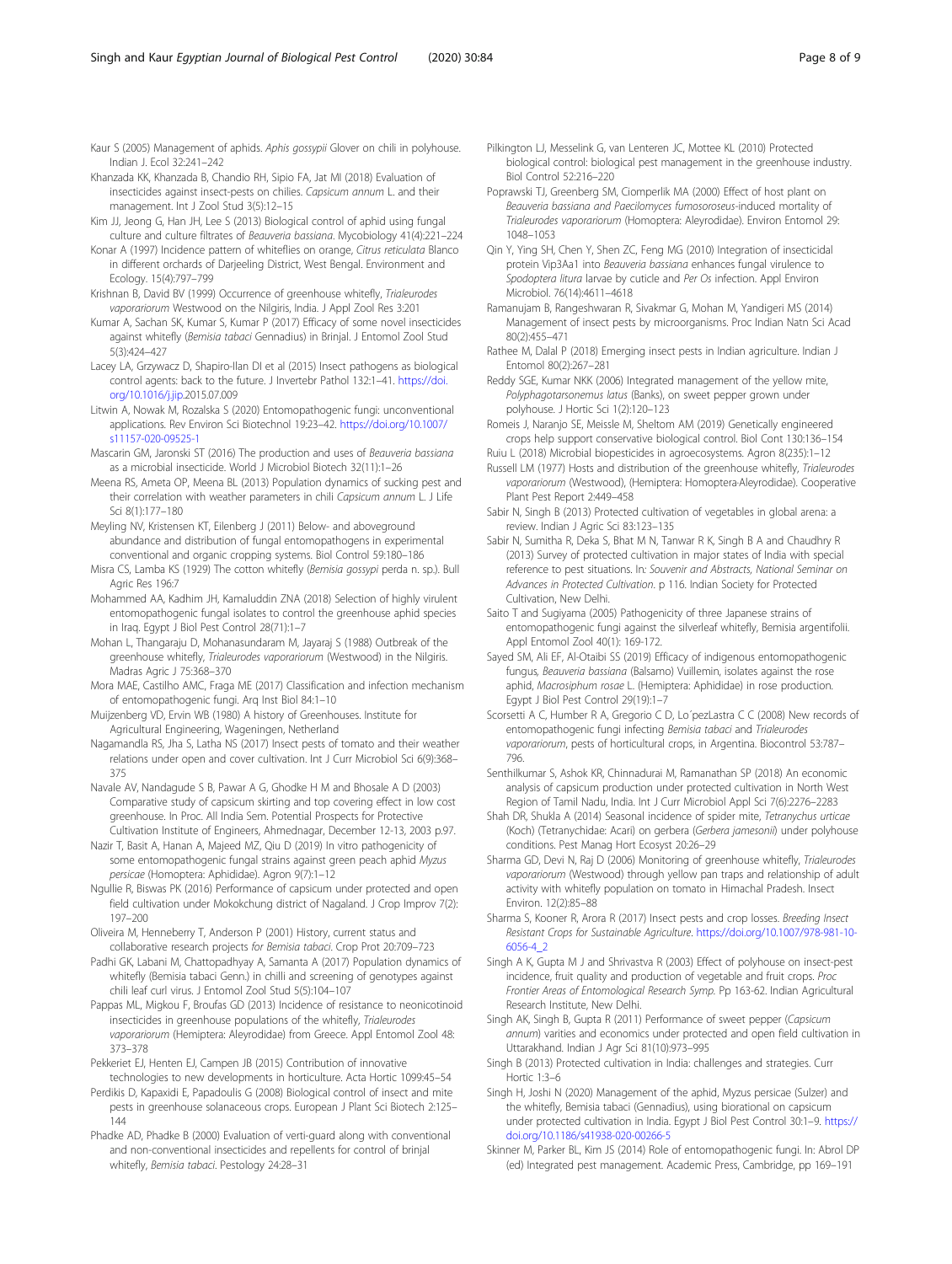Kaur S (2005) Management of aphids. *Aphis gossypii* Glover on chili in polyhouse. Indian J. Ecol 32:241–242

Khanzada KK, Khanzada B, Chandio RH, Sipio FA, Jat MI (2018) Evaluation of insecticides against insect-pests on chilies. *Capsicum annum* L. and their management. Int J Zool Stud 3(5):12–15

Kim JJ, Jeong G, Han JH, Lee S (2013) Biological control of aphid using fungal culture and culture filtrates of *Beauveria bassiana*. Mycobiology 41(4):221–224

Konar A (1997) Incidence pattern of whiteflies on orange, *Citrus reticulata* Blanco in different orchards of Darjeeling District, West Bengal. Environment and Ecology. 15(4):797–799

Krishnan B, David BV (1999) Occurrence of greenhouse whitefly, *Trialeurodes vaporariorum* Westwood on the Nilgiris, India. J Appl Zool Res 3:201

Kumar A, Sachan SK, Kumar S, Kumar P (2017) Efficacy of some novel insecticides against whitefly (*Bemisia tabaci* Gennadius) in Brinjal. J Entomol Zool Stud 5(3):424–427

Lacey LA, Grzywacz D, Shapiro-Ilan DI et al (2015) Insect pathogens as biological control agents: back to the future. J Invertebr Pathol 132:1–41. https://doi.org/10.1016/j.jip.2015.07.009

Litwin A, Nowak M, Rozalska S (2020) Entomopathogenic fungi: unconventional applications. Rev Environ Sci Biotechnol 19:23–42. https://doi.org/10.1007/s11157-020-09525-1

Mascarin GM, Jaronski ST (2016) The production and uses of *Beauveria bassiana* as a microbial insecticide. World J Microbiol Biotech 32(11):1–26

Meena RS, Ameta OP, Meena BL (2013) Population dynamics of sucking pest and their correlation with weather parameters in chili *Capsicum annum* L. J Life Sci 8(1):177–180

Meyling NV, Kristensen KT, Eilenberg J (2011) Below- and aboveground abundance and distribution of fungal entomopathogens in experimental conventional and organic cropping systems. Biol Control 59:180–186

Misra CS, Lamba KS (1929) The cotton whitefly (*Bemisia gossypi* perda n. sp.). Bull Agric Res 196:7

Mohammed AA, Kadhim JH, Kamaluddin ZNA (2018) Selection of highly virulent entomopathogenic fungal isolates to control the greenhouse aphid species in Iraq. Egypt J Biol Pest Control 28(71):1–7

Mohan L, Thangaraju D, Mohanasundaram M, Jayaraj S (1988) Outbreak of the greenhouse whitefly, *Trialeurodes vaporariorum* (Westwood) in the Nilgiris. Madras Agric J 75:368–370

Mora MAE, Castilho AMC, Fraga ME (2017) Classification and infection mechanism of entomopathogenic fungi. Arq Inst Biol 84:1–10

Muijzenberg VD, Ervin WB (1980) A history of Greenhouses. Institute for Agricultural Engineering, Wageningen, Netherland

Nagamandla RS, Jha S, Latha NS (2017) Insect pests of tomato and their weather relations under open and cover cultivation. Int J Curr Microbiol Sci 6(9):368–375

Navale AV, Nandagude S B, Pawar A G, Ghodke H M and Bhosale A D (2003) Comparative study of capsicum skirting and top covering effect in low cost greenhouse. In Proc. All India Sem. Potential Prospects for Protective Cultivation Institute of Engineers, Ahmednagar, December 12-13, 2003 p.97.

Nazir T, Basit A, Hanan A, Majeed MZ, Qiu D (2019) In vitro pathogenicity of some entomopathogenic fungal strains against green peach aphid *Myzus persicae* (Homoptera: Aphididae). Agron 9(7):1–12

Ngullie R, Biswas PK (2016) Performance of capsicum under protected and open field cultivation under Mokokchung district of Nagaland. J Crop Improv 7(2): 197–200

Oliveira M, Henneberry T, Anderson P (2001) History, current status and collaborative research projects for *Bemisia tabaci*. Crop Prot 20:709–723

Padhi GK, Labani M, Chattopadhyay A, Samanta A (2017) Population dynamics of whitefly (Bemisia tabaci Genn.) in chilli and screening of genotypes against chili leaf curl virus. J Entomol Zool Stud 5(5):104–107

Pappas ML, Migkou F, Broufas GD (2013) Incidence of resistance to neonicotinoid insecticides in greenhouse populations of the whitefly, *Trialeurodes vaporariorum* (Hemiptera: Aleyrodidae) from Greece. Appl Entomol Zool 48: 373–378

Pekkeriet EJ, Henten EJ, Campen JB (2015) Contribution of innovative technologies to new developments in horticulture. Acta Hortic 1099:45–54

Perdikis D, Kapaxidi E, Papadoulis G (2008) Biological control of insect and mite pests in greenhouse solanaceous crops. European J Plant Sci Biotech 2:125–144

Phadke AD, Phadke B (2000) Evaluation of verti-guard along with conventional and non-conventional insecticides and repellents for control of brinjal whitefly, *Bemisia tabaci*. Pestology 24:28–31

Pilkington LJ, Messelink G, van Lenteren JC, Mottee KL (2010) Protected biological control: biological pest management in the greenhouse industry. Biol Control 52:216–220

Poprawski TJ, Greenberg SM, Ciomperlik MA (2000) Effect of host plant on *Beauveria bassiana* and *Paecilomyces fumosoroseus*-induced mortality of *Trialeurodes vaporariorum* (Homoptera: Aleyrodidae). Environ Entomol 29: 1048–1053

Qin Y, Ying SH, Chen Y, Shen ZC, Feng MG (2010) Integration of insecticidal protein Vip3Aa1 into *Beauveria bassiana* enhances fungal virulence to *Spodoptera litura* larvae by cuticle and *Per Os* infection. Appl Environ Microbiol. 76(14):4611–4618

Ramanujam B, Rangeshwaran R, Sivakmar G, Mohan M, Yandigeri MS (2014) Management of insect pests by microorganisms. Proc Indian Natn Sci Acad 80(2):455–471

Rathee M, Dalal P (2018) Emerging insect pests in Indian agriculture. Indian J Entomol 80(2):267–281

Reddy SGE, Kumar NKK (2006) Integrated management of the yellow mite, *Polyphagotarsonemus latus* (Banks), on sweet pepper grown under polyhouse. J Hortic Sci 1(2):120–123

Romeis J, Naranjo SE, Meissle M, Sheltom AM (2019) Genetically engineered crops help support conservative biological control. Biol Cont 130:136–154

Ruiu L (2018) Microbial biopesticides in agroecosystems. Agron 8(235):1–12

Russell LM (1977) Hosts and distribution of the greenhouse whitefly, *Trialeurodes vaporariorum* (Westwood), (Hemiptera: Homoptera-Aleyrodidae). Cooperative Plant Pest Report 2:449–458

Sabir N, Singh B (2013) Protected cultivation of vegetables in global arena: a review. Indian J Agric Sci 83:123–135

Sabir N, Sumitha R, Deka S, Bhat M N, Tanwar R K, Singh B A and Chaudhry R (2013) Survey of protected cultivation in major states of India with special reference to pest situations. In: *Souvenir and Abstracts, National Seminar on Advances in Protected Cultivation*. p 116. Indian Society for Protected Cultivation, New Delhi.

Saito T and Sugiyama (2005) Pathogenicity of three Japanese strains of entomopathogenic fungi against the silverleaf whitefly, Bemisia argentifolii. Appl Entomol Zool 40(1): 169-172.

Sayed SM, Ali EF, Al-Otaibi SS (2019) Efficacy of indigenous entomopathogenic fungus, *Beauveria bassiana* (Balsamo) Vuillemin, isolates against the rose aphid, *Macrosiphum rosae* L. (Hemiptera: Aphididae) in rose production. Egypt J Biol Pest Control 29(19):1–7

Scorsetti A C, Humber R A, Gregorio C D, Lo´pezLastra C C (2008) New records of entomopathogenic fungi infecting *Bemisia tabaci* and *Trialeurodes vaporariorum*, pests of horticultural crops, in Argentina. Biocontrol 53:787–796.

Senthilkumar S, Ashok KR, Chinnadurai M, Ramanathan SP (2018) An economic analysis of capsicum production under protected cultivation in North West Region of Tamil Nadu, India. Int J Curr Microbiol Appl Sci 7(6):2276–2283

Shah DR, Shukla A (2014) Seasonal incidence of spider mite, *Tetranychus urticae* (Koch) (Tetranychidae: Acari) on gerbera (*Gerbera jamesonii*) under polyhouse conditions. Pest Manag Hort Ecosyst 20:26–29

Sharma GD, Devi N, Raj D (2006) Monitoring of greenhouse whitefly, *Trialeurodes vaporariorum* (Westwood) through yellow pan traps and relationship of adult activity with whitefly population on tomato in Himachal Pradesh. Insect Environ. 12(2):85–88

Sharma S, Kooner R, Arora R (2017) Insect pests and crop losses. *Breeding Insect Resistant Crops for Sustainable Agriculture*. https://doi.org/10.1007/978-981-10-6056-4_2

Singh A K, Gupta M J and Shrivastva R (2003) Effect of polyhouse on insect-pest incidence, fruit quality and production of vegetable and fruit crops. *Proc Frontier Areas of Entomological Research Symp.* Pp 163-62. Indian Agricultural Research Institute, New Delhi.

Singh AK, Singh B, Gupta R (2011) Performance of sweet pepper (*Capsicum annum*) varities and economics under protected and open field cultivation in Uttarakhand. Indian J Agr Sci 81(10):973–995

Singh B (2013) Protected cultivation in India: challenges and strategies. Curr Hortic 1:3–6

Singh H, Joshi N (2020) Management of the aphid, Myzus persicae (Sulzer) and the whitefly, Bemisia tabaci (Gennadius), using biorational on capsicum under protected cultivation in India. Egypt J Biol Pest Control 30:1–9. https://doi.org/10.1186/s41938-020-00266-5

Skinner M, Parker BL, Kim JS (2014) Role of entomopathogenic fungi. In: Abrol DP (ed) Integrated pest management. Academic Press, Cambridge, pp 169–191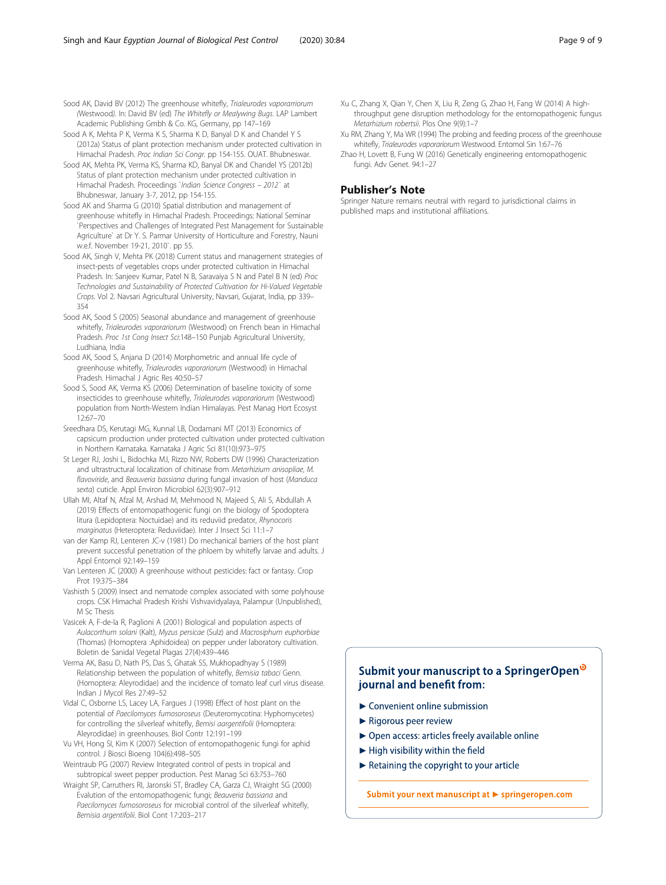Sood AK, David BV (2012) The greenhouse whitefly, *Trialeurodes vaporarriorum (Westwood)*. In: David BV (ed) *The Whitefly or Mealywing Bugs*. LAP Lambert Academic Publishing Gmbh & Co. KG, Germany, pp 147–169

Sood A K, Mehta P K, Verma K S, Sharma K D, Banyal D K and Chandel Y S (2012a) Status of plant protection mechanism under protected cultivation in Himachal Pradesh. *Proc Indian Sci Congr*. pp 154-155. OUAT. Bhubneswar.

Sood AK, Mehta PK, Verma KS, Sharma KD, Banyal DK and Chandel YS (2012b) Status of plant protection mechanism under protected cultivation in Himachal Pradesh. Proceedings *`Indian Science Congress – 2012`* at Bhubneswar, January 3-7, 2012, pp 154-155.

Sood AK and Sharma G (2010) Spatial distribution and management of greenhouse whitefly in Himachal Pradesh. Proceedings: National Seminar `Perspectives and Challenges of Integrated Pest Management for Sustainable Agriculture` at Dr Y. S. Parmar University of Horticulture and Forestry, Nauni w.e.f. November 19-21, 2010`. pp 55.

Sood AK, Singh V, Mehta PK (2018) Current status and management strategies of insect-pests of vegetables crops under protected cultivation in Himachal Pradesh. In: Sanjeev Kumar, Patel N B, Saravaiya S N and Patel B N (ed) *Proc Technologies and Sustainability of Protected Cultivation for Hi-Valued Vegetable Crops*. Vol 2. Navsari Agricultural University, Navsari, Gujarat, India, pp 339–354

Sood AK, Sood S (2005) Seasonal abundance and management of greenhouse whitefly, *Trialeurodes vaporariorum* (Westwood) on French bean in Himachal Pradesh. *Proc 1st Cong Insect Sci*:148–150 Punjab Agricultural University, Ludhiana, India

Sood AK, Sood S, Anjana D (2014) Morphometric and annual life cycle of greenhouse whitefly, *Trialeurodes vaporariorum* (Westwood) in Himachal Pradesh. Himachal J Agric Res 40:50–57

Sood S, Sood AK, Verma KS (2006) Determination of baseline toxicity of some insecticides to greenhouse whitefly, *Trialeurodes vaporariorum* (Westwood) population from North-Western Indian Himalayas. Pest Manag Hort Ecosyst 12:67–70

Sreedhara DS, Kerutagi MG, Kunnal LB, Dodamani MT (2013) Economics of capsicum production under protected cultivation under protected cultivation in Northern Karnataka. Karnataka J Agric Sci 81(10):973–975

St Leger RJ, Joshi L, Bidochka MJ, Rizzo NW, Roberts DW (1996) Characterization and ultrastructural localization of chitinase from *Metarhizium anisopliae, M. flavoviride*, and *Beauveria bassiana* during fungal invasion of host (*Manduca sexta*) cuticle. Appl Environ Microbiol 62(3):907–912

Ullah MI, Altaf N, Afzal M, Arshad M, Mehmood N, Majeed S, Ali S, Abdullah A (2019) Effects of entomopathogenic fungi on the biology of Spodoptera litura (Lepidoptera: Noctuidae) and its reduviid predator, *Rhynocoris marginatus* (Heteroptera: Reduviidae). Inter J Insect Sci 11:1–7

van der Kamp RJ, Lenteren JC-v (1981) Do mechanical barriers of the host plant prevent successful penetration of the phloem by whitefly larvae and adults. J Appl Entomol 92:149–159

Van Lenteren JC (2000) A greenhouse without pesticides: fact or fantasy. Crop Prot 19:375–384

Vashisth S (2009) Insect and nematode complex associated with some polyhouse crops. CSK Himachal Pradesh Krishi Vishvavidyalaya, Palampur (Unpublished), M Sc Thesis

Vasicek A, F-de-la R, Paglioni A (2001) Biological and population aspects of *Aulacorthum solani* (Kalt), *Myzus persicae* (Sulz) and *Macrosiphum euphorbiae* (Thomas) (Homoptera :Aphidoidea) on pepper under laboratory cultivation. Boletin de Sanidal Vegetal Plagas 27(4):439–446

Verma AK, Basu D, Nath PS, Das S, Ghatak SS, Mukhopadhyay S (1989) Relationship between the population of whitefly, *Bemisia tabaci* Genn. (Homoptera: Aleyrodidae) and the incidence of tomato leaf curl virus disease. Indian J Mycol Res 27:49–52

Vidal C, Osborne LS, Lacey LA, Fargues J (1998) Effect of host plant on the potential of *Paecilomyces fumosoroseus* (Deuteromycotina: Hyphomycetes) for controlling the silverleaf whitefly, *Bemisi aargentifolii* (Homoptera: Aleyrodidae) in greenhouses. Biol Contr 12:191–199

Vu VH, Hong SI, Kim K (2007) Selection of entomopathogenic fungi for aphid control. J Biosci Bioeng 104(6):498–505

Weintraub PG (2007) Review Integrated control of pests in tropical and subtropical sweet pepper production. Pest Manag Sci 63:753–760

Wraight SP, Carruthers RI, Jaronski ST, Bradley CA, Garza CJ, Wraight SG (2000) Evalution of the entomopathogenic fungi; *Beauveria bassiana* and *Paecilomyces fumosoroseus* for microbial control of the silverleaf whitefly, *Bemisia argentifolii*. Biol Cont 17:203–217

Xu C, Zhang X, Qian Y, Chen X, Liu R, Zeng G, Zhao H, Fang W (2014) A high-throughput gene disruption methodology for the entomopathogenic fungus *Metarhizium robertsii*. Plos One 9(9):1–7

Xu RM, Zhang Y, Ma WR (1994) The probing and feeding process of the greenhouse whitefly, *Trialeurodes vaporariorum* Westwood. Entomol Sin 1:67–76

Zhao H, Lovett B, Fung W (2016) Genetically engineering entomopathogenic fungi. Adv Genet. 94:1–27

## Publisher's Note

Springer Nature remains neutral with regard to jurisdictional claims in published maps and institutional affiliations.

**Submit your manuscript to a SpringerOpen journal and benefit from:**

- ► Convenient online submission
- ► Rigorous peer review
- ► Open access: articles freely available online
- ► High visibility within the field
- ► Retaining the copyright to your article

**Submit your next manuscript at ► springeropen.com**